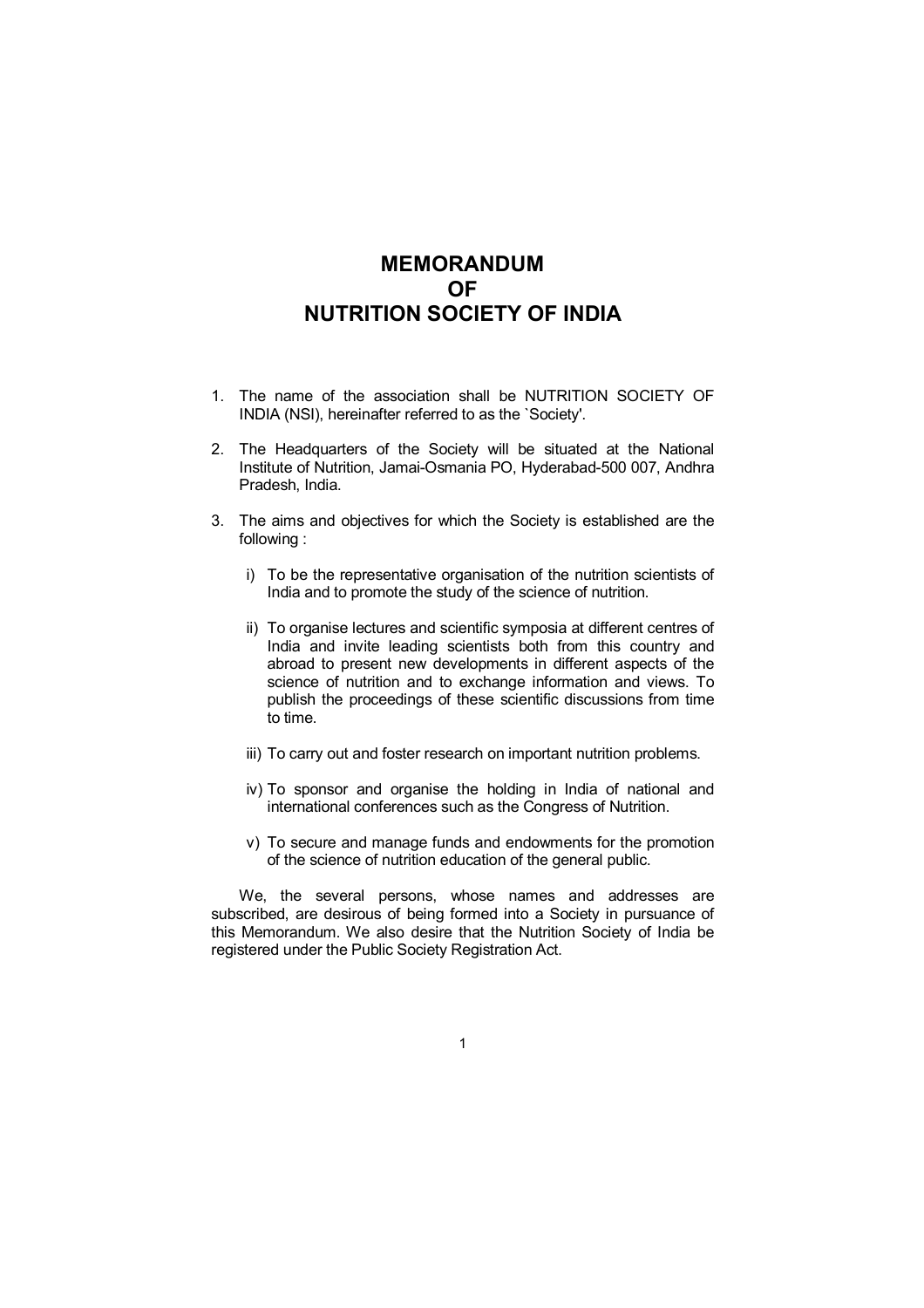# MEMORANDUM OF NUTRITION SOCIETY OF INDIA

1. The name of the association shall be NUTRITION SOCIETY OF INDIA (NSI), hereinafter referred to as the `Society'.

2. The Headquarters of the Society will be situated at the National Institute of Nutrition, Jamai-Osmania PO, Hyderabad-500 007, Andhra Pradesh, India.

3. The aims and objectives for which the Society is established are the following :

   i) To be the representative organisation of the nutrition scientists of India and to promote the study of the science of nutrition.

   ii) To organise lectures and scientific symposia at different centres of India and invite leading scientists both from this country and abroad to present new developments in different aspects of the science of nutrition and to exchange information and views. To publish the proceedings of these scientific discussions from time to time.

   iii) To carry out and foster research on important nutrition problems.

   iv) To sponsor and organise the holding in India of national and international conferences such as the Congress of Nutrition.

   v) To secure and manage funds and endowments for the promotion of the science of nutrition education of the general public.

We, the several persons, whose names and addresses are subscribed, are desirous of being formed into a Society in pursuance of this Memorandum. We also desire that the Nutrition Society of India be registered under the Public Society Registration Act.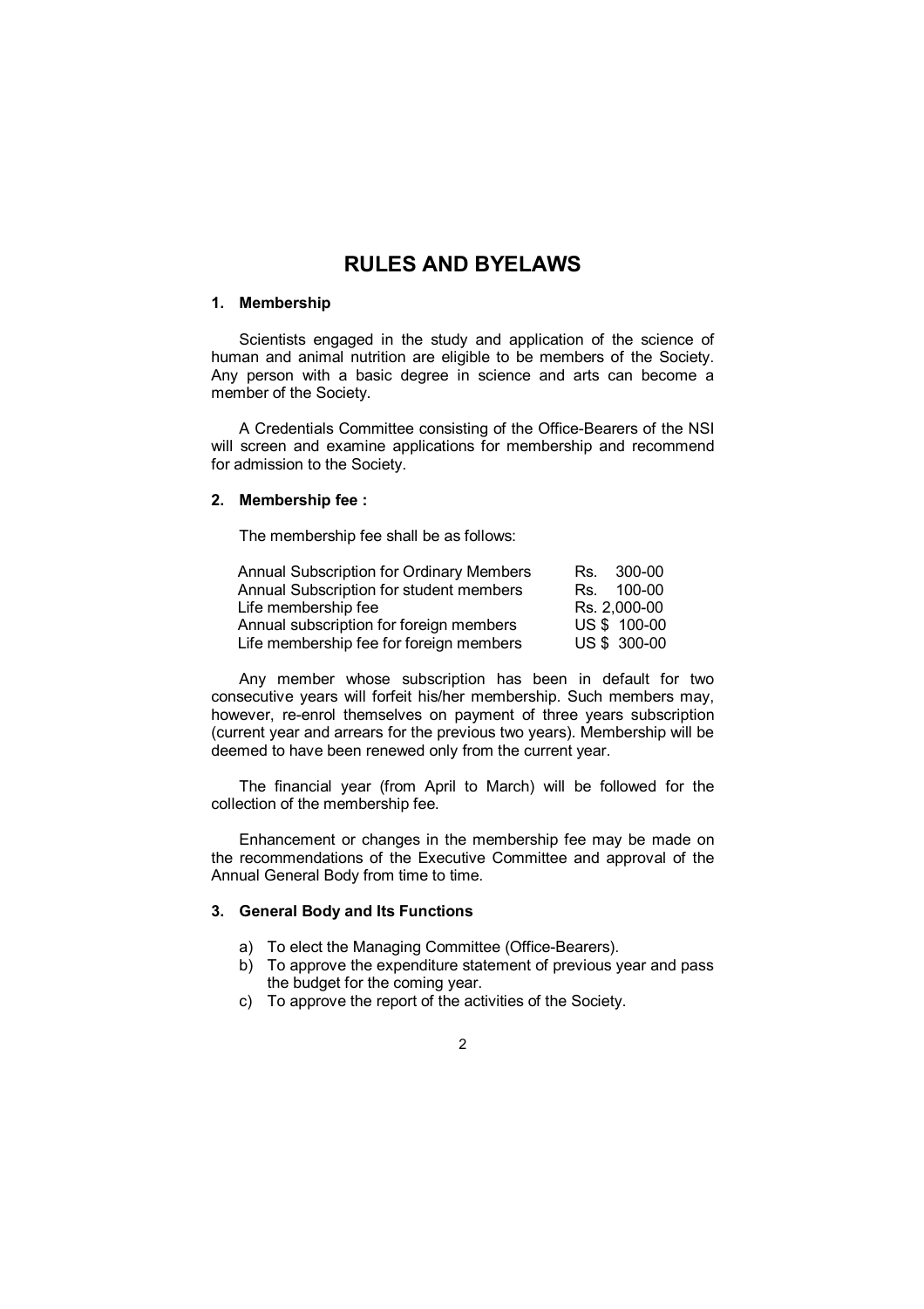# RULES AND BYELAWS

## 1. Membership

Scientists engaged in the study and application of the science of human and animal nutrition are eligible to be members of the Society. Any person with a basic degree in science and arts can become a member of the Society.

A Credentials Committee consisting of the Office-Bearers of the NSI will screen and examine applications for membership and recommend for admission to the Society.

## 2. Membership fee :

The membership fee shall be as follows:

| | |
|---|---|
| Annual Subscription for Ordinary Members | Rs. 300-00 |
| Annual Subscription for student members | Rs. 100-00 |
| Life membership fee | Rs. 2,000-00 |
| Annual subscription for foreign members | US $ 100-00 |
| Life membership fee for foreign members | US $ 300-00 |

Any member whose subscription has been in default for two consecutive years will forfeit his/her membership. Such members may, however, re-enrol themselves on payment of three years subscription (current year and arrears for the previous two years). Membership will be deemed to have been renewed only from the current year.

The financial year (from April to March) will be followed for the collection of the membership fee.

Enhancement or changes in the membership fee may be made on the recommendations of the Executive Committee and approval of the Annual General Body from time to time.

## 3. General Body and Its Functions

a) To elect the Managing Committee (Office-Bearers).
b) To approve the expenditure statement of previous year and pass the budget for the coming year.
c) To approve the report of the activities of the Society.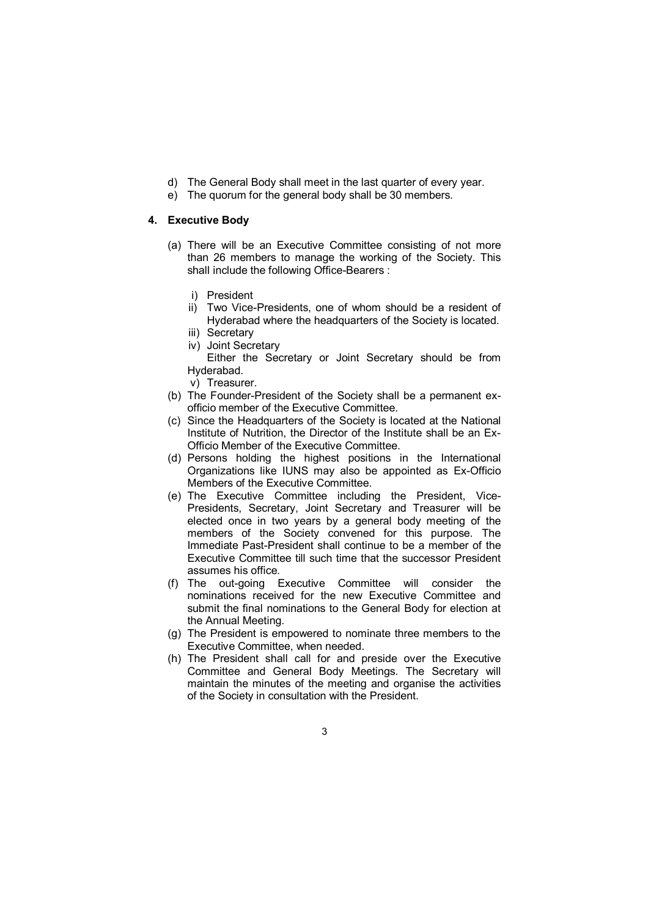d) The General Body shall meet in the last quarter of every year.

e) The quorum for the general body shall be 30 members.

## 4. Executive Body

(a) There will be an Executive Committee consisting of not more than 26 members to manage the working of the Society. This shall include the following Office-Bearers :

  i) President

  ii) Two Vice-Presidents, one of whom should be a resident of Hyderabad where the headquarters of the Society is located.

  iii) Secretary

  iv) Joint Secretary

  Either the Secretary or Joint Secretary should be from Hyderabad.

  v) Treasurer.

(b) The Founder-President of the Society shall be a permanent ex-officio member of the Executive Committee.

(c) Since the Headquarters of the Society is located at the National Institute of Nutrition, the Director of the Institute shall be an Ex-Officio Member of the Executive Committee.

(d) Persons holding the highest positions in the International Organizations like IUNS may also be appointed as Ex-Officio Members of the Executive Committee.

(e) The Executive Committee including the President, Vice-Presidents, Secretary, Joint Secretary and Treasurer will be elected once in two years by a general body meeting of the members of the Society convened for this purpose. The Immediate Past-President shall continue to be a member of the Executive Committee till such time that the successor President assumes his office.

(f) The out-going Executive Committee will consider the nominations received for the new Executive Committee and submit the final nominations to the General Body for election at the Annual Meeting.

(g) The President is empowered to nominate three members to the Executive Committee, when needed.

(h) The President shall call for and preside over the Executive Committee and General Body Meetings. The Secretary will maintain the minutes of the meeting and organise the activities of the Society in consultation with the President.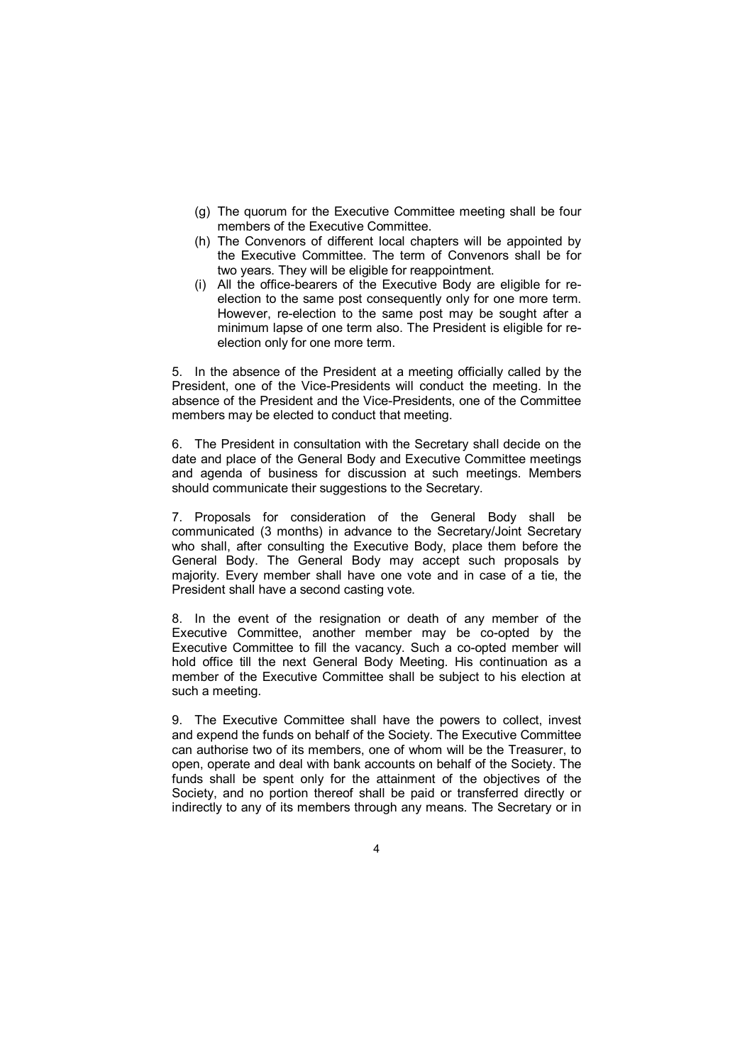(g) The quorum for the Executive Committee meeting shall be four members of the Executive Committee.

(h) The Convenors of different local chapters will be appointed by the Executive Committee. The term of Convenors shall be for two years. They will be eligible for reappointment.

(i) All the office-bearers of the Executive Body are eligible for re-election to the same post consequently only for one more term. However, re-election to the same post may be sought after a minimum lapse of one term also. The President is eligible for re-election only for one more term.

5. In the absence of the President at a meeting officially called by the President, one of the Vice-Presidents will conduct the meeting. In the absence of the President and the Vice-Presidents, one of the Committee members may be elected to conduct that meeting.

6. The President in consultation with the Secretary shall decide on the date and place of the General Body and Executive Committee meetings and agenda of business for discussion at such meetings. Members should communicate their suggestions to the Secretary.

7. Proposals for consideration of the General Body shall be communicated (3 months) in advance to the Secretary/Joint Secretary who shall, after consulting the Executive Body, place them before the General Body. The General Body may accept such proposals by majority. Every member shall have one vote and in case of a tie, the President shall have a second casting vote.

8. In the event of the resignation or death of any member of the Executive Committee, another member may be co-opted by the Executive Committee to fill the vacancy. Such a co-opted member will hold office till the next General Body Meeting. His continuation as a member of the Executive Committee shall be subject to his election at such a meeting.

9. The Executive Committee shall have the powers to collect, invest and expend the funds on behalf of the Society. The Executive Committee can authorise two of its members, one of whom will be the Treasurer, to open, operate and deal with bank accounts on behalf of the Society. The funds shall be spent only for the attainment of the objectives of the Society, and no portion thereof shall be paid or transferred directly or indirectly to any of its members through any means. The Secretary or in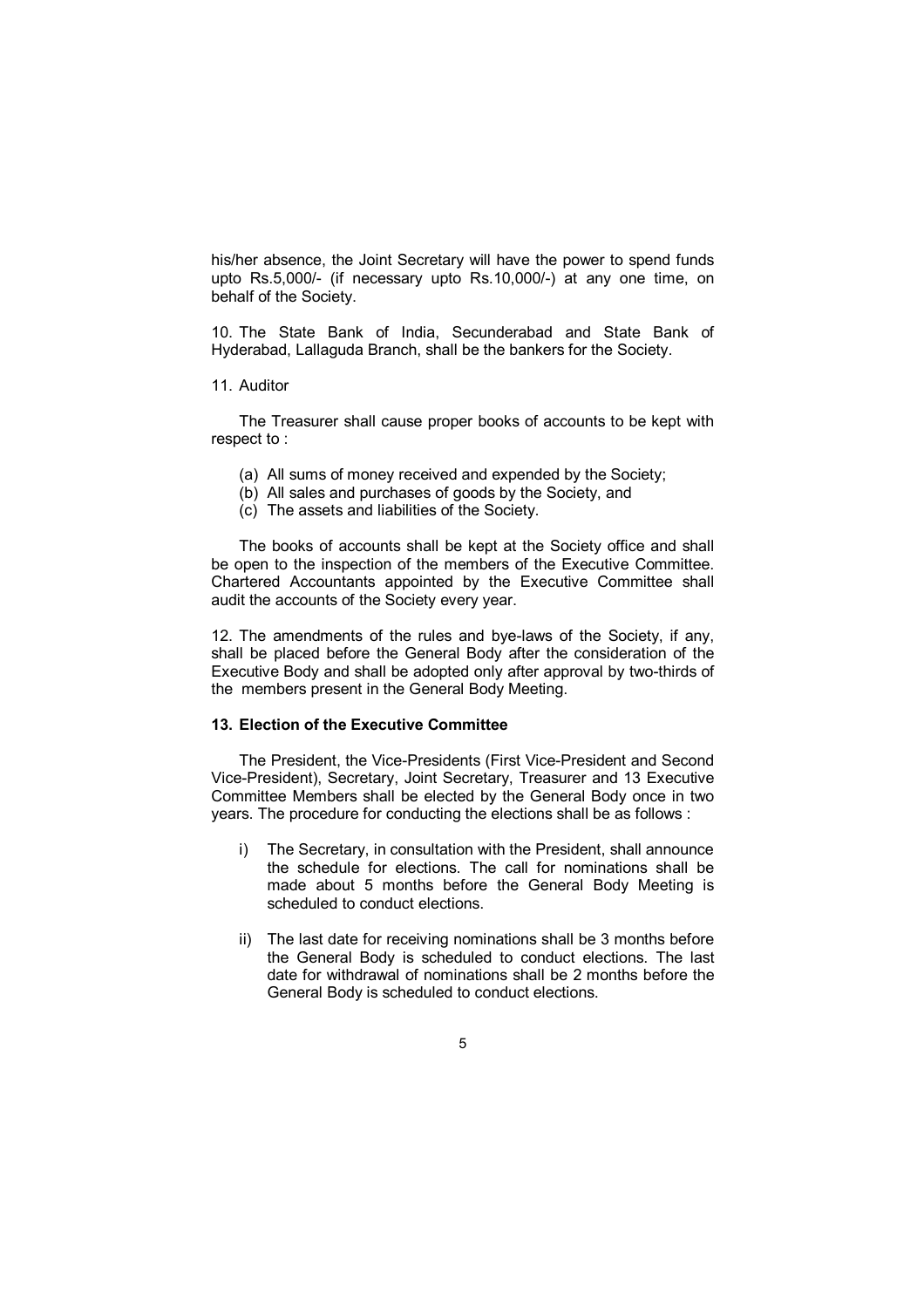his/her absence, the Joint Secretary will have the power to spend funds upto Rs.5,000/- (if necessary upto Rs.10,000/-) at any one time, on behalf of the Society.

10. The State Bank of India, Secunderabad and State Bank of Hyderabad, Lallaguda Branch, shall be the bankers for the Society.

11. Auditor

The Treasurer shall cause proper books of accounts to be kept with respect to :

(a) All sums of money received and expended by the Society;
(b) All sales and purchases of goods by the Society, and
(c) The assets and liabilities of the Society.

The books of accounts shall be kept at the Society office and shall be open to the inspection of the members of the Executive Committee. Chartered Accountants appointed by the Executive Committee shall audit the accounts of the Society every year.

12. The amendments of the rules and bye-laws of the Society, if any, shall be placed before the General Body after the consideration of the Executive Body and shall be adopted only after approval by two-thirds of the members present in the General Body Meeting.

**13. Election of the Executive Committee**

The President, the Vice-Presidents (First Vice-President and Second Vice-President), Secretary, Joint Secretary, Treasurer and 13 Executive Committee Members shall be elected by the General Body once in two years. The procedure for conducting the elections shall be as follows :

i) The Secretary, in consultation with the President, shall announce the schedule for elections. The call for nominations shall be made about 5 months before the General Body Meeting is scheduled to conduct elections.

ii) The last date for receiving nominations shall be 3 months before the General Body is scheduled to conduct elections. The last date for withdrawal of nominations shall be 2 months before the General Body is scheduled to conduct elections.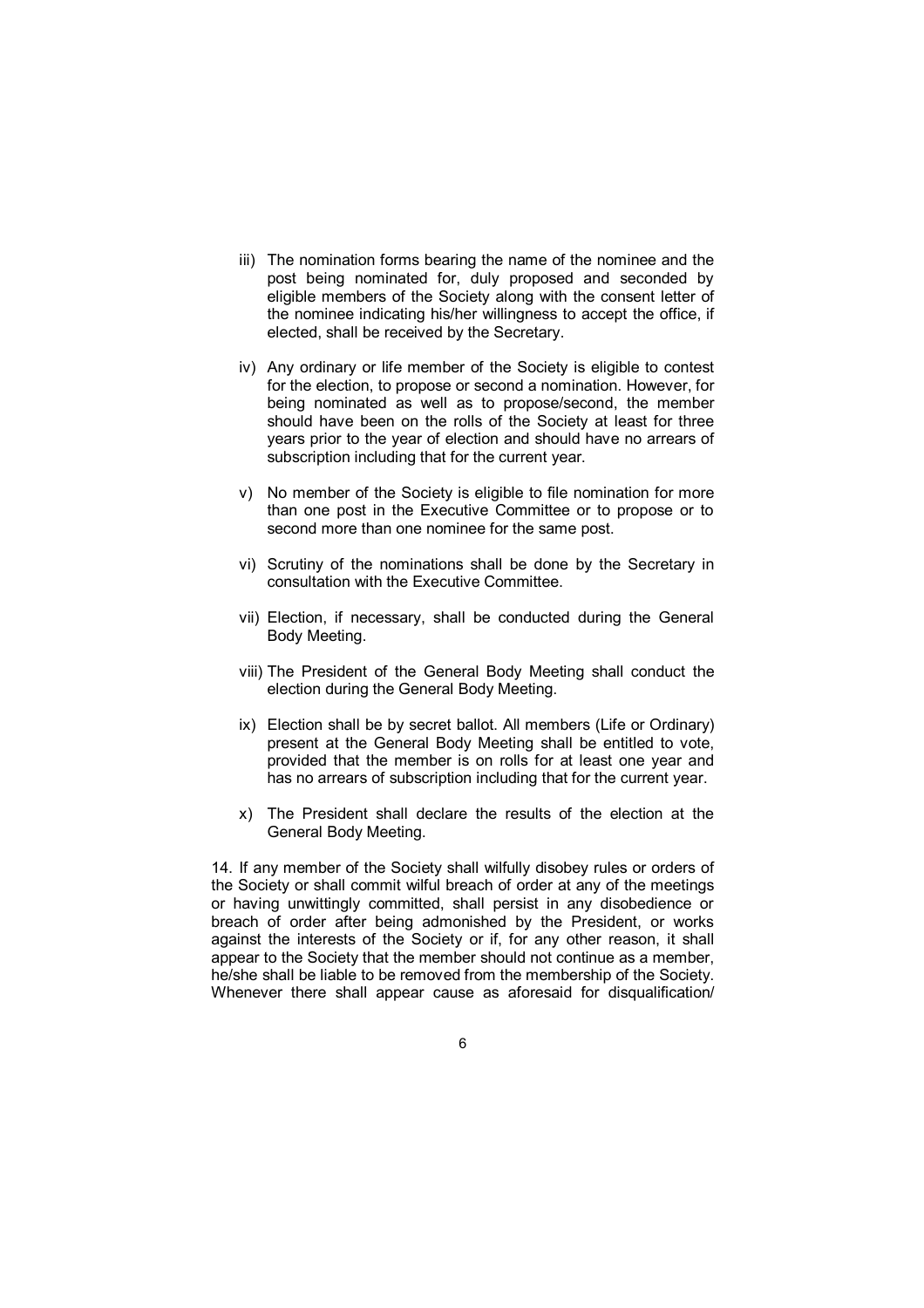iii) The nomination forms bearing the name of the nominee and the post being nominated for, duly proposed and seconded by eligible members of the Society along with the consent letter of the nominee indicating his/her willingness to accept the office, if elected, shall be received by the Secretary.

iv) Any ordinary or life member of the Society is eligible to contest for the election, to propose or second a nomination. However, for being nominated as well as to propose/second, the member should have been on the rolls of the Society at least for three years prior to the year of election and should have no arrears of subscription including that for the current year.

v) No member of the Society is eligible to file nomination for more than one post in the Executive Committee or to propose or to second more than one nominee for the same post.

vi) Scrutiny of the nominations shall be done by the Secretary in consultation with the Executive Committee.

vii) Election, if necessary, shall be conducted during the General Body Meeting.

viii) The President of the General Body Meeting shall conduct the election during the General Body Meeting.

ix) Election shall be by secret ballot. All members (Life or Ordinary) present at the General Body Meeting shall be entitled to vote, provided that the member is on rolls for at least one year and has no arrears of subscription including that for the current year.

x) The President shall declare the results of the election at the General Body Meeting.

14. If any member of the Society shall wilfully disobey rules or orders of the Society or shall commit wilful breach of order at any of the meetings or having unwittingly committed, shall persist in any disobedience or breach of order after being admonished by the President, or works against the interests of the Society or if, for any other reason, it shall appear to the Society that the member should not continue as a member, he/she shall be liable to be removed from the membership of the Society. Whenever there shall appear cause as aforesaid for disqualification/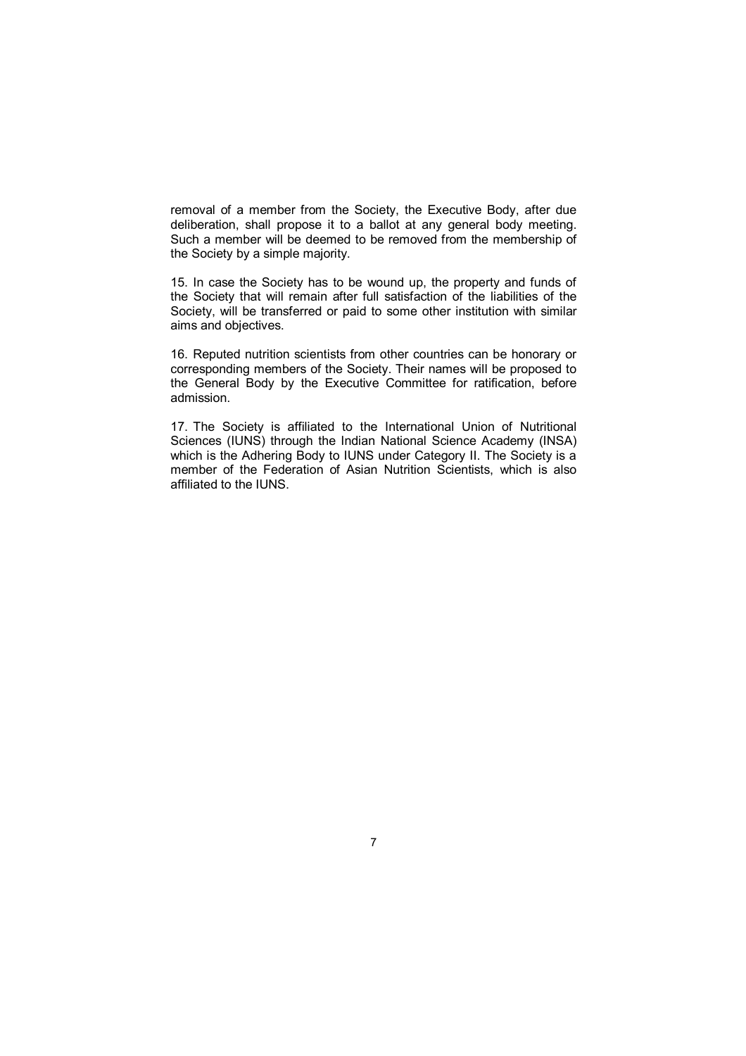removal of a member from the Society, the Executive Body, after due deliberation, shall propose it to a ballot at any general body meeting. Such a member will be deemed to be removed from the membership of the Society by a simple majority.

15. In case the Society has to be wound up, the property and funds of the Society that will remain after full satisfaction of the liabilities of the Society, will be transferred or paid to some other institution with similar aims and objectives.

16. Reputed nutrition scientists from other countries can be honorary or corresponding members of the Society. Their names will be proposed to the General Body by the Executive Committee for ratification, before admission.

17. The Society is affiliated to the International Union of Nutritional Sciences (IUNS) through the Indian National Science Academy (INSA) which is the Adhering Body to IUNS under Category II. The Society is a member of the Federation of Asian Nutrition Scientists, which is also affiliated to the IUNS.